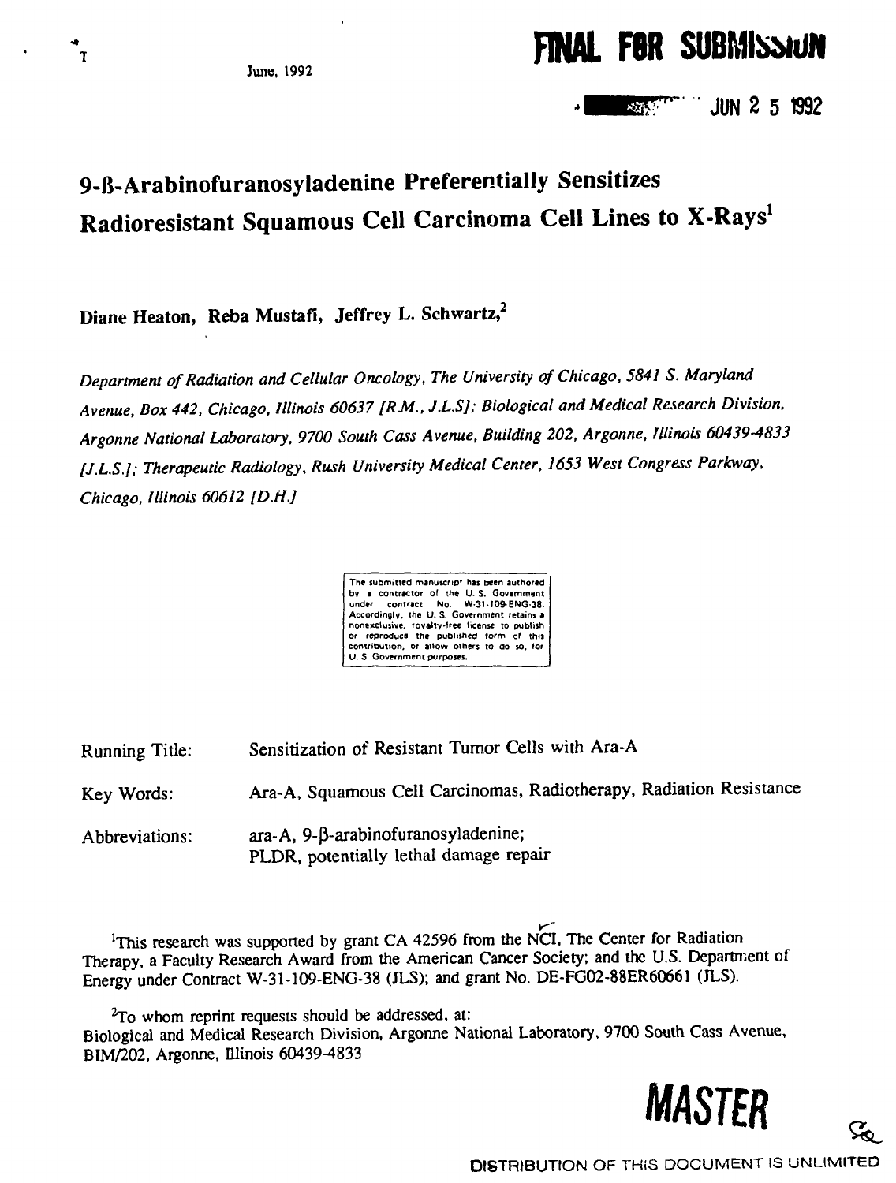June, 1992

FINAL FOR SUBMISSION

JUN 2 5 1992

# 9-ß-Arabinofuranosyladenine Preferentially Sensitizes Radioresistant Squamous Cell Carcinoma Cell Lines to X-Rays[1]

**Diane Heaton, Reba Mustafi, Jeffrey L. Schwartz,[2]**

*Department of Radiation and Cellular Oncology, The University of Chicago, 5841 S. Maryland Avenue, Box 442, Chicago, Illinois 60637 [R.M., J.L.S]; Biological and Medical Research Division, Argonne National Laboratory, 9700 South Cass Avenue, Building 202, Argonne, Illinois 60439-4833 [J.L.S.]; Therapeutic Radiology, Rush University Medical Center, 1653 West Congress Parkway, Chicago, Illinois 60612 [D.H.]*

The submitted manuscript has been authored by a contractor of the U. S. Government under contract No. W-31-109-ENG-38. Accordingly, the U. S. Government retains a nonexclusive, royalty-free license to publish or reproduce the published form of this contribution, or allow others to do so, for U. S. Government purposes.

Running Title: Sensitization of Resistant Tumor Cells with Ara-A

Key Words: Ara-A, Squamous Cell Carcinomas, Radiotherapy, Radiation Resistance

Abbreviations: ara-A, 9-β-arabinofuranosyladenine; PLDR, potentially lethal damage repair

[1]This research was supported by grant CA 42596 from the NCI, The Center for Radiation Therapy, a Faculty Research Award from the American Cancer Society; and the U.S. Department of Energy under Contract W-31-109-ENG-38 (JLS); and grant No. DE-FG02-88ER60661 (JLS).

[2]To whom reprint requests should be addressed, at:
Biological and Medical Research Division, Argonne National Laboratory, 9700 South Cass Avenue, BIM/202, Argonne, Illinois 60439-4833

MASTER

DISTRIBUTION OF THIS DOCUMENT IS UNLIMITED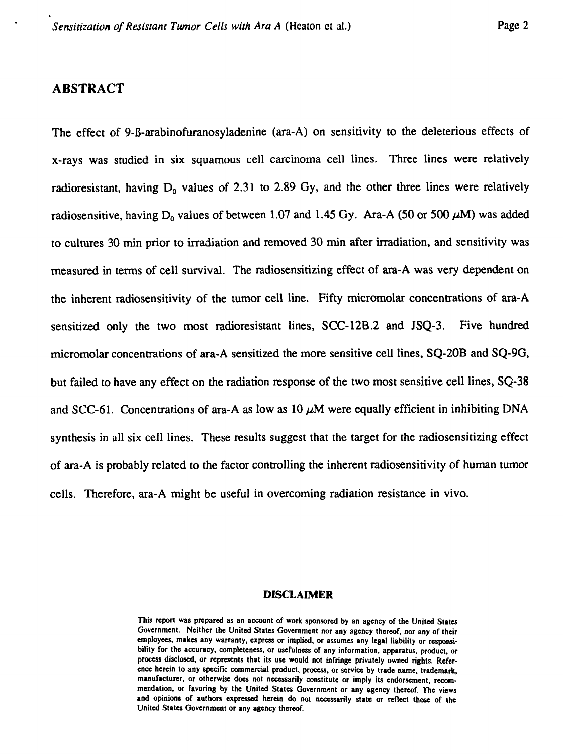## ABSTRACT

The effect of 9-ß-arabinofuranosyladenine (ara-A) on sensitivity to the deleterious effects of x-rays was studied in six squamous cell carcinoma cell lines. Three lines were relatively radioresistant, having $D_0$ values of 2.31 to 2.89 Gy, and the other three lines were relatively radiosensitive, having $D_0$ values of between 1.07 and 1.45 Gy. Ara-A (50 or 500 $\mu$M) was added to cultures 30 min prior to irradiation and removed 30 min after irradiation, and sensitivity was measured in terms of cell survival. The radiosensitizing effect of ara-A was very dependent on the inherent radiosensitivity of the tumor cell line. Fifty micromolar concentrations of ara-A sensitized only the two most radioresistant lines, SCC-12B.2 and JSQ-3. Five hundred micromolar concentrations of ara-A sensitized the more sensitive cell lines, SQ-20B and SQ-9G, but failed to have any effect on the radiation response of the two most sensitive cell lines, SQ-38 and SCC-61. Concentrations of ara-A as low as 10 $\mu$M were equally efficient in inhibiting DNA synthesis in all six cell lines. These results suggest that the target for the radiosensitizing effect of ara-A is probably related to the factor controlling the inherent radiosensitivity of human tumor cells. Therefore, ara-A might be useful in overcoming radiation resistance in vivo.

**DISCLAIMER**

This report was prepared as an account of work sponsored by an agency of the United States Government. Neither the United States Government nor any agency thereof, nor any of their employees, makes any warranty, express or implied, or assumes any legal liability or responsibility for the accuracy, completeness, or usefulness of any information, apparatus, product, or process disclosed, or represents that its use would not infringe privately owned rights. Reference herein to any specific commercial product, process, or service by trade name, trademark, manufacturer, or otherwise does not necessarily constitute or imply its endorsement, recommendation, or favoring by the United States Government or any agency thereof. The views and opinions of authors expressed herein do not necessarily state or reflect those of the United States Government or any agency thereof.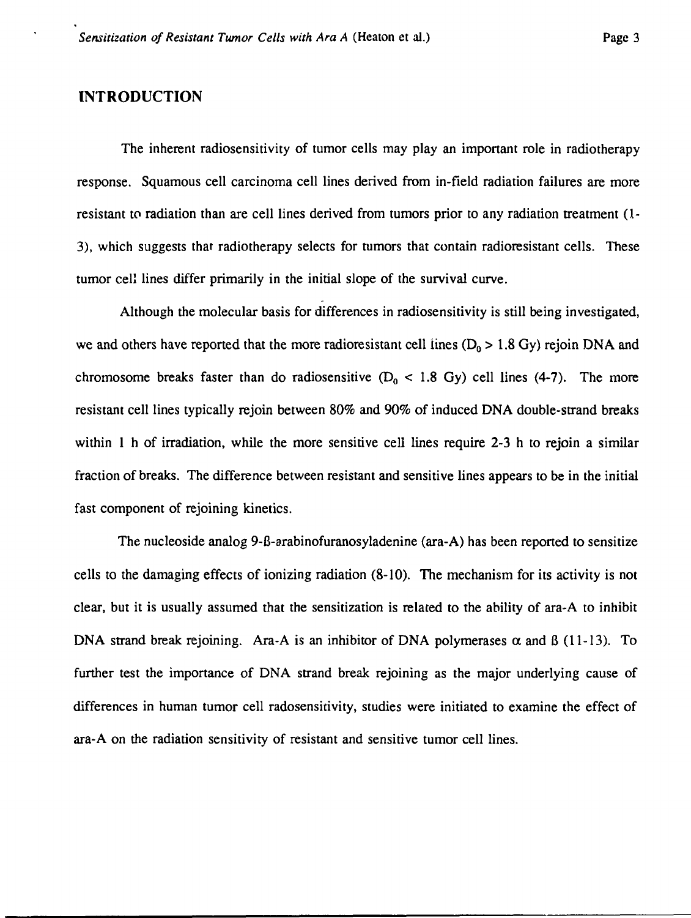## INTRODUCTION

The inherent radiosensitivity of tumor cells may play an important role in radiotherapy response. Squamous cell carcinoma cell lines derived from in-field radiation failures are more resistant to radiation than are cell lines derived from tumors prior to any radiation treatment (1-3), which suggests that radiotherapy selects for tumors that contain radioresistant cells. These tumor cell lines differ primarily in the initial slope of the survival curve.

Although the molecular basis for differences in radiosensitivity is still being investigated, we and others have reported that the more radioresistant cell lines ($D_0 > 1.8$ Gy) rejoin DNA and chromosome breaks faster than do radiosensitive ($D_0 < 1.8$ Gy) cell lines (4-7). The more resistant cell lines typically rejoin between 80% and 90% of induced DNA double-strand breaks within 1 h of irradiation, while the more sensitive cell lines require 2-3 h to rejoin a similar fraction of breaks. The difference between resistant and sensitive lines appears to be in the initial fast component of rejoining kinetics.

The nucleoside analog 9-ß-arabinofuranosyladenine (ara-A) has been reported to sensitize cells to the damaging effects of ionizing radiation (8-10). The mechanism for its activity is not clear, but it is usually assumed that the sensitization is related to the ability of ara-A to inhibit DNA strand break rejoining. Ara-A is an inhibitor of DNA polymerases $\alpha$ and $\beta$ (11-13). To further test the importance of DNA strand break rejoining as the major underlying cause of differences in human tumor cell radosensitivity, studies were initiated to examine the effect of ara-A on the radiation sensitivity of resistant and sensitive tumor cell lines.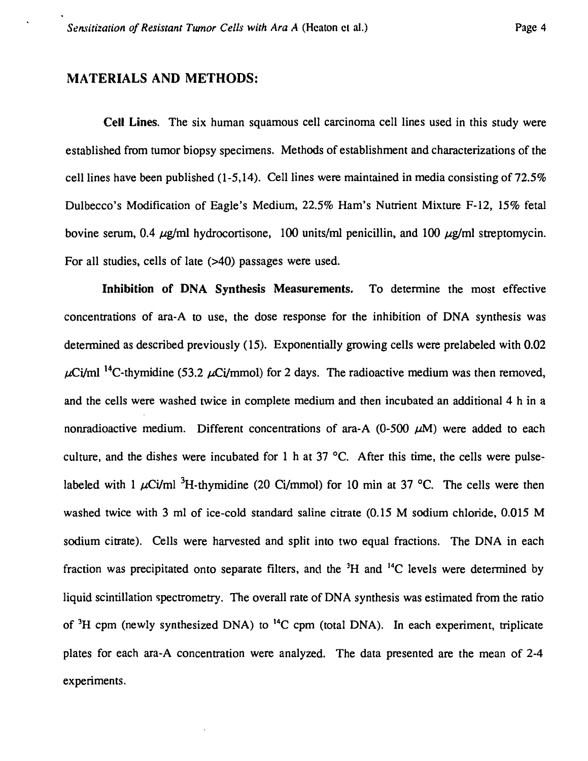## MATERIALS AND METHODS:

**Cell Lines.** The six human squamous cell carcinoma cell lines used in this study were established from tumor biopsy specimens. Methods of establishment and characterizations of the cell lines have been published (1-5,14). Cell lines were maintained in media consisting of 72.5% Dulbecco's Modification of Eagle's Medium, 22.5% Ham's Nutrient Mixture F-12, 15% fetal bovine serum, 0.4 $\mu$g/ml hydrocortisone, 100 units/ml penicillin, and 100 $\mu$g/ml streptomycin. For all studies, cells of late (>40) passages were used.

**Inhibition of DNA Synthesis Measurements.** To determine the most effective concentrations of ara-A to use, the dose response for the inhibition of DNA synthesis was determined as described previously (15). Exponentially growing cells were prelabeled with 0.02 $\mu$Ci/ml $^{14}$C-thymidine (53.2 $\mu$Ci/mmol) for 2 days. The radioactive medium was then removed, and the cells were washed twice in complete medium and then incubated an additional 4 h in a nonradioactive medium. Different concentrations of ara-A (0-500 $\mu$M) were added to each culture, and the dishes were incubated for 1 h at 37 °C. After this time, the cells were pulse-labeled with 1 $\mu$Ci/ml $^{3}$H-thymidine (20 Ci/mmol) for 10 min at 37 °C. The cells were then washed twice with 3 ml of ice-cold standard saline citrate (0.15 M sodium chloride, 0.015 M sodium citrate). Cells were harvested and split into two equal fractions. The DNA in each fraction was precipitated onto separate filters, and the $^{3}$H and $^{14}$C levels were determined by liquid scintillation spectrometry. The overall rate of DNA synthesis was estimated from the ratio of $^{3}$H cpm (newly synthesized DNA) to $^{14}$C cpm (total DNA). In each experiment, triplicate plates for each ara-A concentration were analyzed. The data presented are the mean of 2-4 experiments.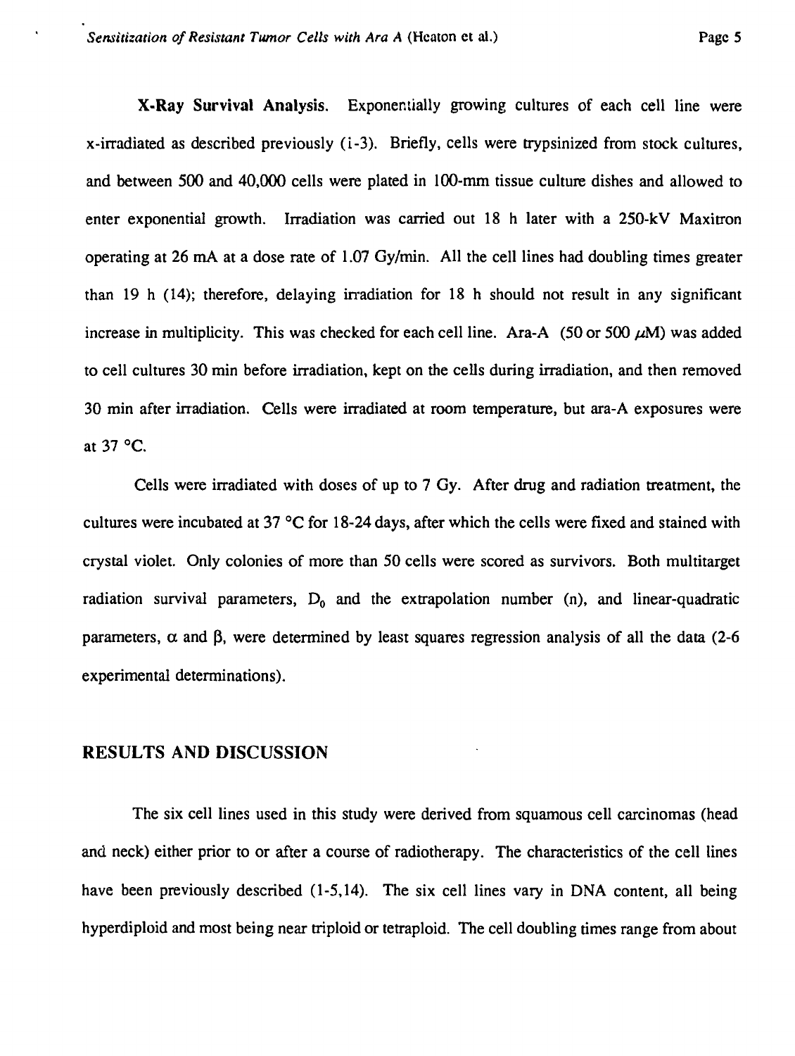**X-Ray Survival Analysis.** Exponentially growing cultures of each cell line were x-irradiated as described previously (1-3). Briefly, cells were trypsinized from stock cultures, and between 500 and 40,000 cells were plated in 100-mm tissue culture dishes and allowed to enter exponential growth. Irradiation was carried out 18 h later with a 250-kV Maxitron operating at 26 mA at a dose rate of 1.07 Gy/min. All the cell lines had doubling times greater than 19 h (14); therefore, delaying irradiation for 18 h should not result in any significant increase in multiplicity. This was checked for each cell line. Ara-A (50 or 500 $\mu$M) was added to cell cultures 30 min before irradiation, kept on the cells during irradiation, and then removed 30 min after irradiation. Cells were irradiated at room temperature, but ara-A exposures were at 37 °C.

Cells were irradiated with doses of up to 7 Gy. After drug and radiation treatment, the cultures were incubated at 37 °C for 18-24 days, after which the cells were fixed and stained with crystal violet. Only colonies of more than 50 cells were scored as survivors. Both multitarget radiation survival parameters, $D_0$ and the extrapolation number (n), and linear-quadratic parameters, $\alpha$ and $\beta$, were determined by least squares regression analysis of all the data (2-6 experimental determinations).

## RESULTS AND DISCUSSION

The six cell lines used in this study were derived from squamous cell carcinomas (head and neck) either prior to or after a course of radiotherapy. The characteristics of the cell lines have been previously described (1-5,14). The six cell lines vary in DNA content, all being hyperdiploid and most being near triploid or tetraploid. The cell doubling times range from about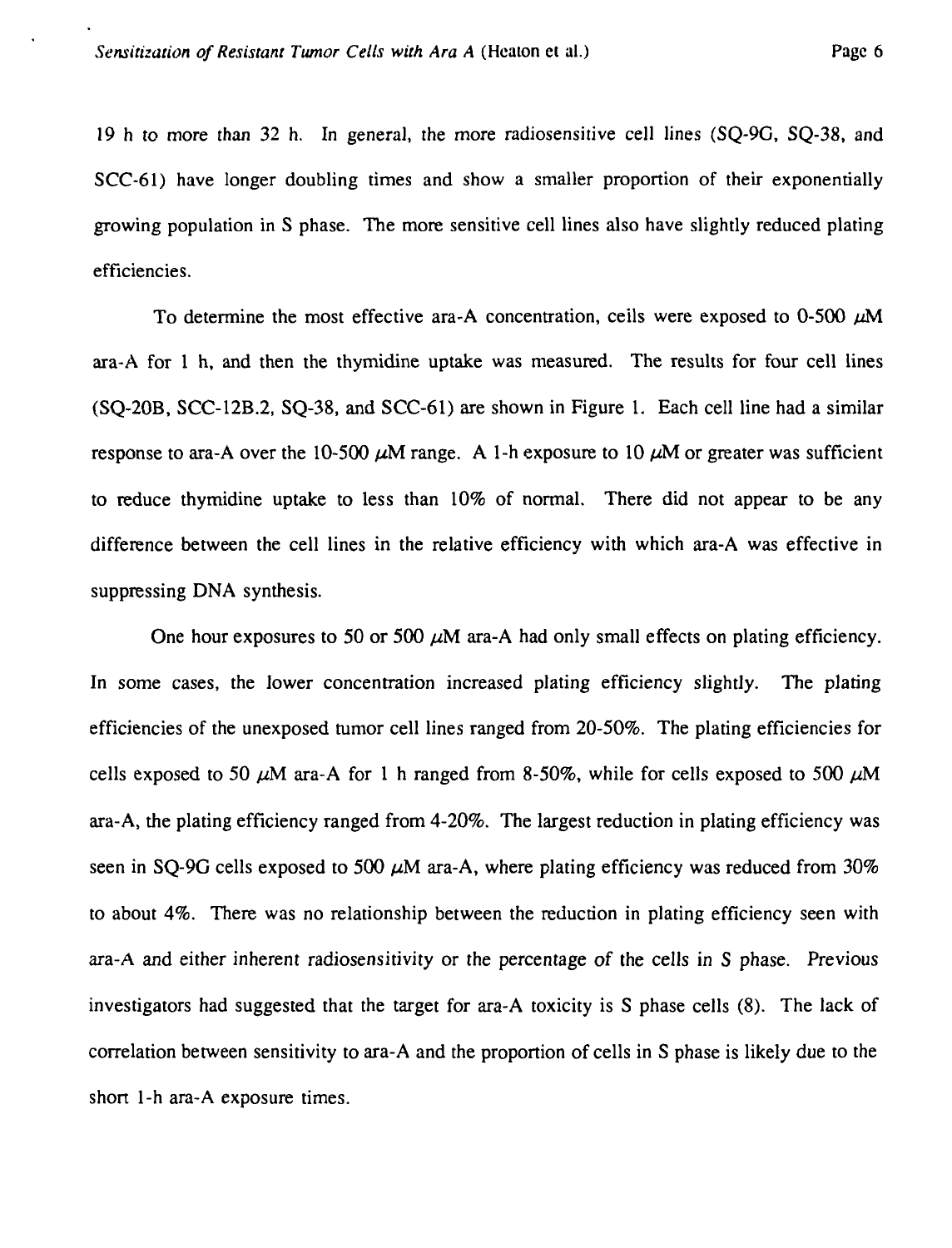19 h to more than 32 h. In general, the more radiosensitive cell lines (SQ-9G, SQ-38, and SCC-61) have longer doubling times and show a smaller proportion of their exponentially growing population in S phase. The more sensitive cell lines also have slightly reduced plating efficiencies.

To determine the most effective ara-A concentration, cells were exposed to 0-500 $\mu$M ara-A for 1 h, and then the thymidine uptake was measured. The results for four cell lines (SQ-20B, SCC-12B.2, SQ-38, and SCC-61) are shown in Figure 1. Each cell line had a similar response to ara-A over the 10-500 $\mu$M range. A 1-h exposure to 10 $\mu$M or greater was sufficient to reduce thymidine uptake to less than 10% of normal. There did not appear to be any difference between the cell lines in the relative efficiency with which ara-A was effective in suppressing DNA synthesis.

One hour exposures to 50 or 500 $\mu$M ara-A had only small effects on plating efficiency. In some cases, the lower concentration increased plating efficiency slightly. The plating efficiencies of the unexposed tumor cell lines ranged from 20-50%. The plating efficiencies for cells exposed to 50 $\mu$M ara-A for 1 h ranged from 8-50%, while for cells exposed to 500 $\mu$M ara-A, the plating efficiency ranged from 4-20%. The largest reduction in plating efficiency was seen in SQ-9G cells exposed to 500 $\mu$M ara-A, where plating efficiency was reduced from 30% to about 4%. There was no relationship between the reduction in plating efficiency seen with ara-A and either inherent radiosensitivity or the percentage of the cells in S phase. Previous investigators had suggested that the target for ara-A toxicity is S phase cells (8). The lack of correlation between sensitivity to ara-A and the proportion of cells in S phase is likely due to the short 1-h ara-A exposure times.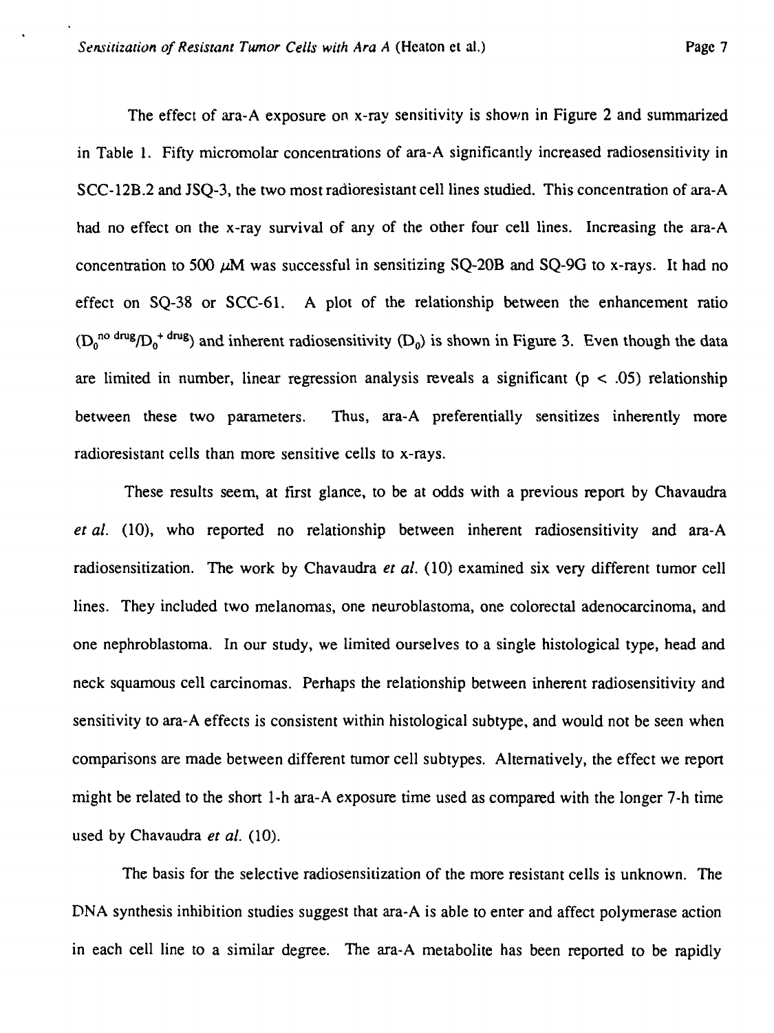The effect of ara-A exposure on x-ray sensitivity is shown in Figure 2 and summarized in Table 1. Fifty micromolar concentrations of ara-A significantly increased radiosensitivity in SCC-12B.2 and JSQ-3, the two most radioresistant cell lines studied. This concentration of ara-A had no effect on the x-ray survival of any of the other four cell lines. Increasing the ara-A concentration to 500 $\mu$M was successful in sensitizing SQ-20B and SQ-9G to x-rays. It had no effect on SQ-38 or SCC-61. A plot of the relationship between the enhancement ratio ($D_0^{\text{no drug}}/D_0^{+\text{drug}}$) and inherent radiosensitivity ($D_0$) is shown in Figure 3. Even though the data are limited in number, linear regression analysis reveals a significant ($p < .05$) relationship between these two parameters. Thus, ara-A preferentially sensitizes inherently more radioresistant cells than more sensitive cells to x-rays.

These results seem, at first glance, to be at odds with a previous report by Chavaudra *et al.* (10), who reported no relationship between inherent radiosensitivity and ara-A radiosensitization. The work by Chavaudra *et al.* (10) examined six very different tumor cell lines. They included two melanomas, one neuroblastoma, one colorectal adenocarcinoma, and one nephroblastoma. In our study, we limited ourselves to a single histological type, head and neck squamous cell carcinomas. Perhaps the relationship between inherent radiosensitivity and sensitivity to ara-A effects is consistent within histological subtype, and would not be seen when comparisons are made between different tumor cell subtypes. Alternatively, the effect we report might be related to the short 1-h ara-A exposure time used as compared with the longer 7-h time used by Chavaudra *et al.* (10).

The basis for the selective radiosensitization of the more resistant cells is unknown. The DNA synthesis inhibition studies suggest that ara-A is able to enter and affect polymerase action in each cell line to a similar degree. The ara-A metabolite has been reported to be rapidly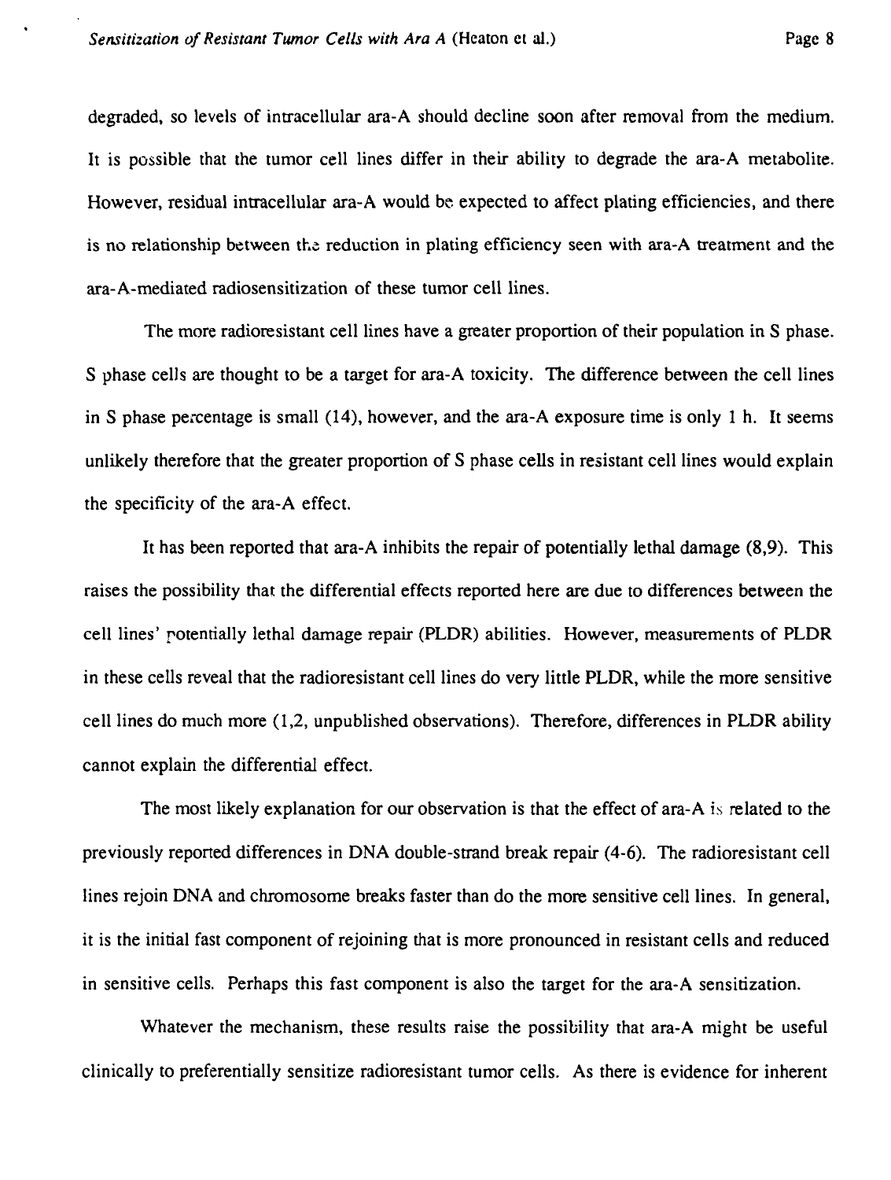degraded, so levels of intracellular ara-A should decline soon after removal from the medium. It is possible that the tumor cell lines differ in their ability to degrade the ara-A metabolite. However, residual intracellular ara-A would be expected to affect plating efficiencies, and there is no relationship between the reduction in plating efficiency seen with ara-A treatment and the ara-A-mediated radiosensitization of these tumor cell lines.

The more radioresistant cell lines have a greater proportion of their population in S phase. S phase cells are thought to be a target for ara-A toxicity. The difference between the cell lines in S phase percentage is small (14), however, and the ara-A exposure time is only 1 h. It seems unlikely therefore that the greater proportion of S phase cells in resistant cell lines would explain the specificity of the ara-A effect.

It has been reported that ara-A inhibits the repair of potentially lethal damage (8,9). This raises the possibility that the differential effects reported here are due to differences between the cell lines' potentially lethal damage repair (PLDR) abilities. However, measurements of PLDR in these cells reveal that the radioresistant cell lines do very little PLDR, while the more sensitive cell lines do much more (1,2, unpublished observations). Therefore, differences in PLDR ability cannot explain the differential effect.

The most likely explanation for our observation is that the effect of ara-A is related to the previously reported differences in DNA double-strand break repair (4-6). The radioresistant cell lines rejoin DNA and chromosome breaks faster than do the more sensitive cell lines. In general, it is the initial fast component of rejoining that is more pronounced in resistant cells and reduced in sensitive cells. Perhaps this fast component is also the target for the ara-A sensitization.

Whatever the mechanism, these results raise the possibility that ara-A might be useful clinically to preferentially sensitize radioresistant tumor cells. As there is evidence for inherent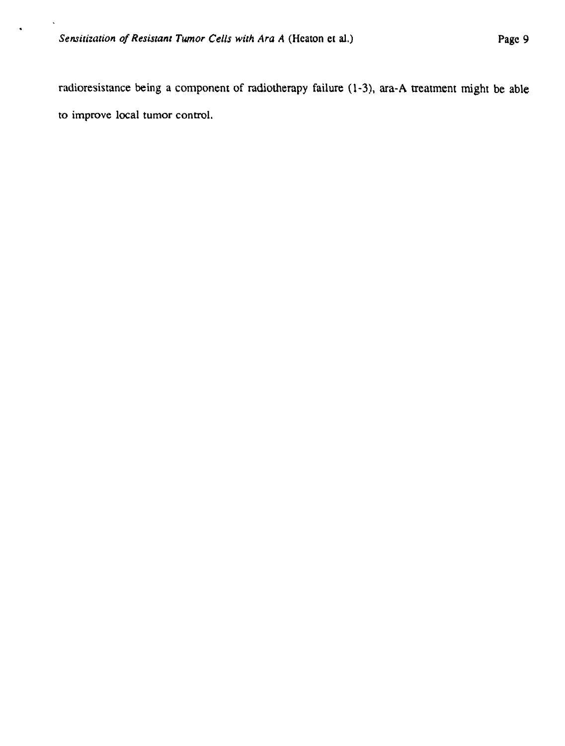radioresistance being a component of radiotherapy failure (1-3), ara-A treatment might be able to improve local tumor control.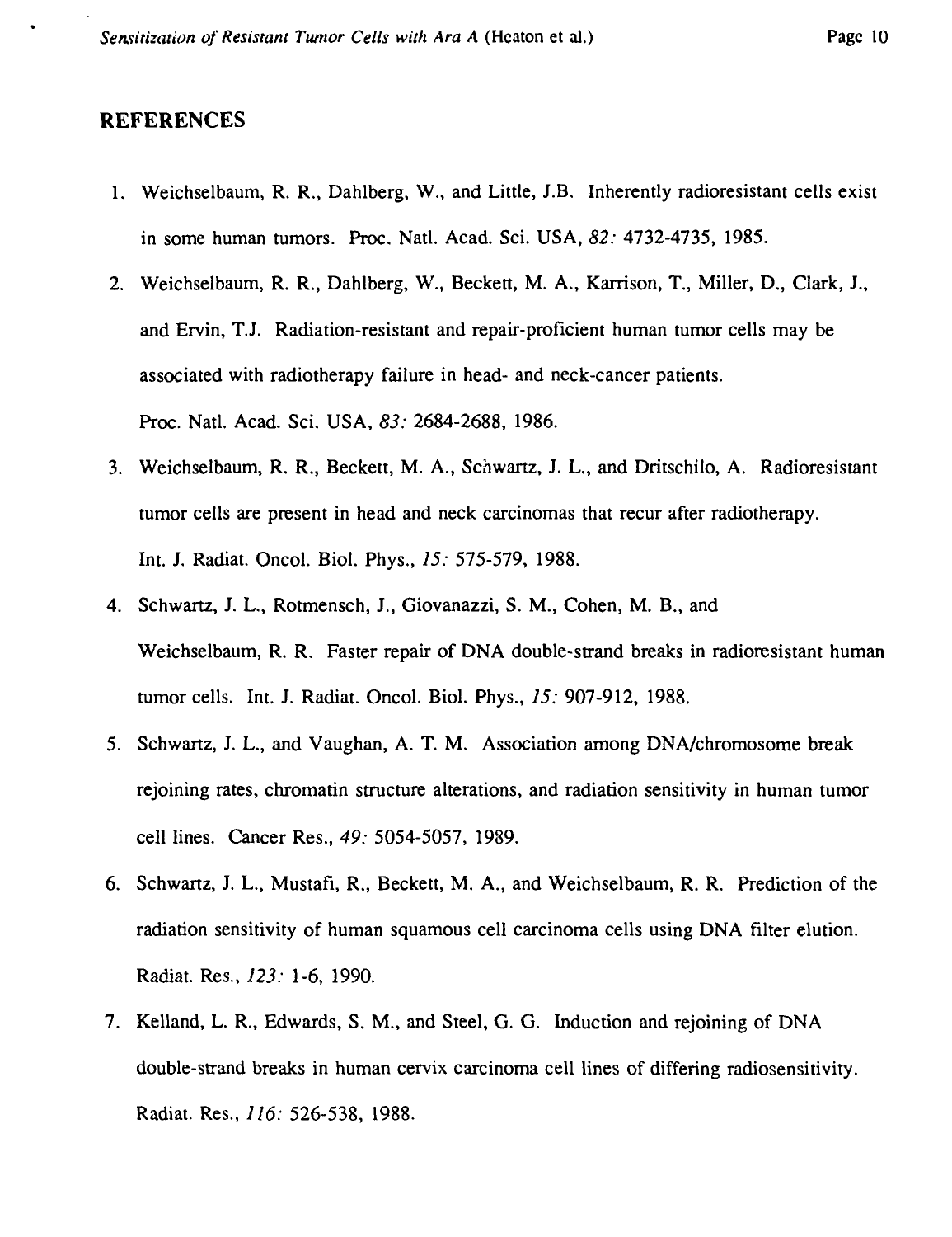## REFERENCES

1. Weichselbaum, R. R., Dahlberg, W., and Little, J.B. Inherently radioresistant cells exist in some human tumors. Proc. Natl. Acad. Sci. USA, *82:* 4732-4735, 1985.
2. Weichselbaum, R. R., Dahlberg, W., Beckett, M. A., Karrison, T., Miller, D., Clark, J., and Ervin, T.J. Radiation-resistant and repair-proficient human tumor cells may be associated with radiotherapy failure in head- and neck-cancer patients. Proc. Natl. Acad. Sci. USA, *83:* 2684-2688, 1986.
3. Weichselbaum, R. R., Beckett, M. A., Schwartz, J. L., and Dritschilo, A. Radioresistant tumor cells are present in head and neck carcinomas that recur after radiotherapy. Int. J. Radiat. Oncol. Biol. Phys., *15:* 575-579, 1988.
4. Schwartz, J. L., Rotmensch, J., Giovanazzi, S. M., Cohen, M. B., and Weichselbaum, R. R. Faster repair of DNA double-strand breaks in radioresistant human tumor cells. Int. J. Radiat. Oncol. Biol. Phys., *15:* 907-912, 1988.
5. Schwartz, J. L., and Vaughan, A. T. M. Association among DNA/chromosome break rejoining rates, chromatin structure alterations, and radiation sensitivity in human tumor cell lines. Cancer Res., *49:* 5054-5057, 1989.
6. Schwartz, J. L., Mustafi, R., Beckett, M. A., and Weichselbaum, R. R. Prediction of the radiation sensitivity of human squamous cell carcinoma cells using DNA filter elution. Radiat. Res., *123:* 1-6, 1990.
7. Kelland, L. R., Edwards, S. M., and Steel, G. G. Induction and rejoining of DNA double-strand breaks in human cervix carcinoma cell lines of differing radiosensitivity. Radiat. Res., *116:* 526-538, 1988.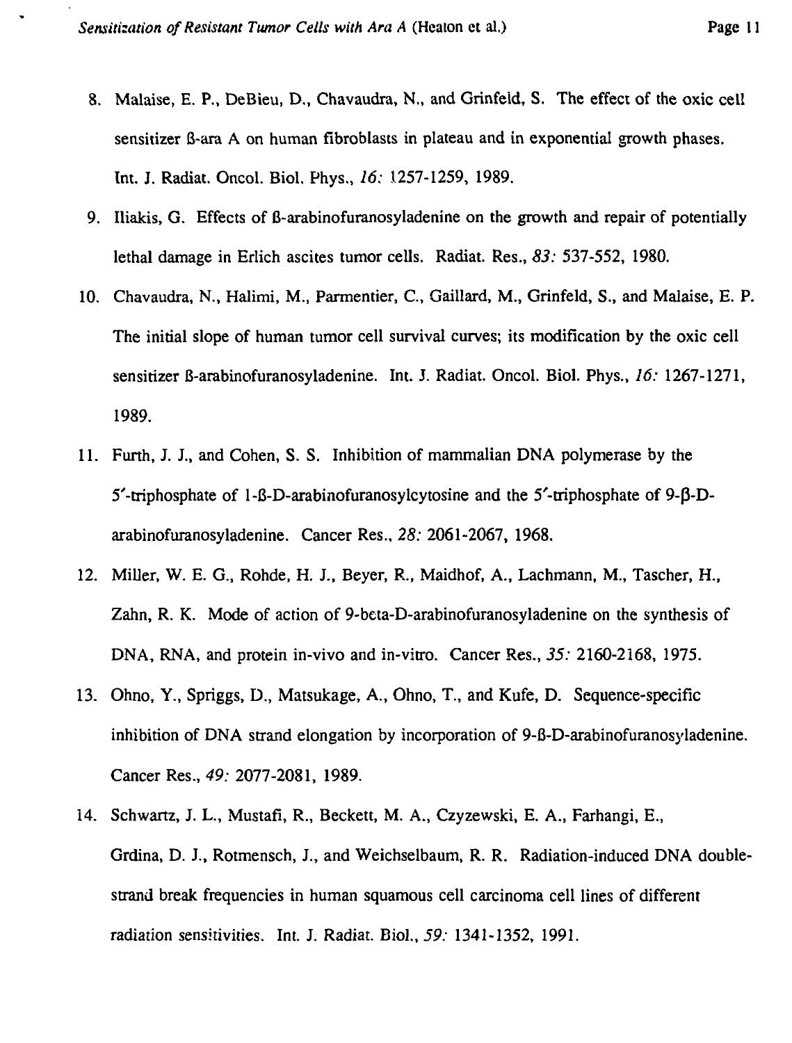8. Malaise, E. P., DeBieu, D., Chavaudra, N., and Grinfeld, S. The effect of the oxic cell sensitizer ß-ara A on human fibroblasts in plateau and in exponential growth phases. Int. J. Radiat. Oncol. Biol. Phys., *16:* 1257-1259, 1989.

9. Iliakis, G. Effects of ß-arabinofuranosyladenine on the growth and repair of potentially lethal damage in Erlich ascites tumor cells. Radiat. Res., *83:* 537-552, 1980.

10. Chavaudra, N., Halimi, M., Parmentier, C., Gaillard, M., Grinfeld, S., and Malaise, E. P. The initial slope of human tumor cell survival curves; its modification by the oxic cell sensitizer ß-arabinofuranosyladenine. Int. J. Radiat. Oncol. Biol. Phys., *16:* 1267-1271, 1989.

11. Furth, J. J., and Cohen, S. S. Inhibition of mammalian DNA polymerase by the 5′-triphosphate of 1-ß-D-arabinofuranosylcytosine and the 5′-triphosphate of 9-β-D-arabinofuranosyladenine. Cancer Res., *28:* 2061-2067, 1968.

12. Miller, W. E. G., Rohde, H. J., Beyer, R., Maidhof, A., Lachmann, M., Tascher, H., Zahn, R. K. Mode of action of 9-beta-D-arabinofuranosyladenine on the synthesis of DNA, RNA, and protein in-vivo and in-vitro. Cancer Res., *35:* 2160-2168, 1975.

13. Ohno, Y., Spriggs, D., Matsukage, A., Ohno, T., and Kufe, D. Sequence-specific inhibition of DNA strand elongation by incorporation of 9-ß-D-arabinofuranosyladenine. Cancer Res., *49:* 2077-2081, 1989.

14. Schwartz, J. L., Mustafi, R., Beckett, M. A., Czyzewski, E. A., Farhangi, E., Grdina, D. J., Rotmensch, J., and Weichselbaum, R. R. Radiation-induced DNA double-strand break frequencies in human squamous cell carcinoma cell lines of different radiation sensitivities. Int. J. Radiat. Biol., *59:* 1341-1352, 1991.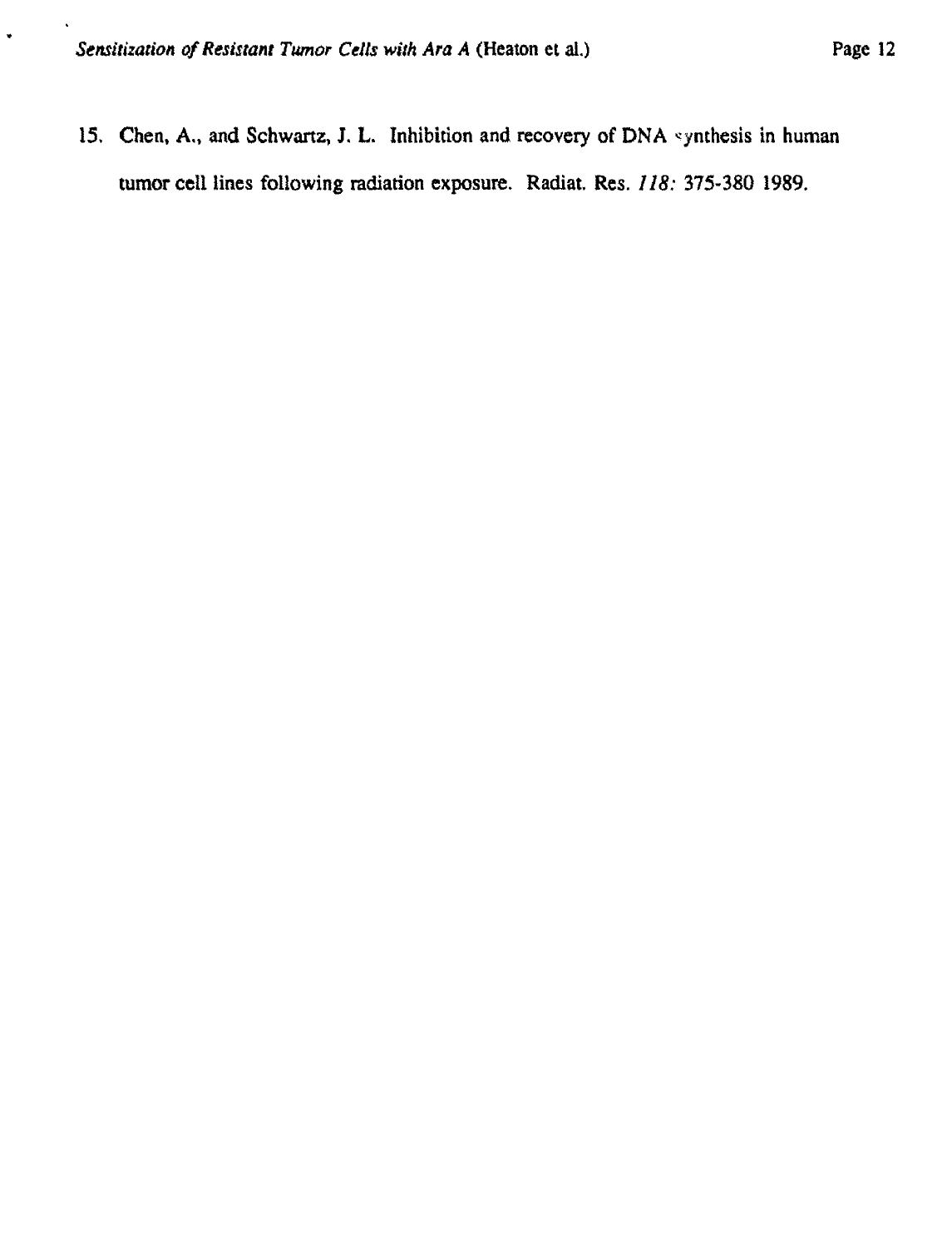15. Chen, A., and Schwartz, J. L. Inhibition and recovery of DNA synthesis in human tumor cell lines following radiation exposure. Radiat. Res. *118:* 375-380 1989.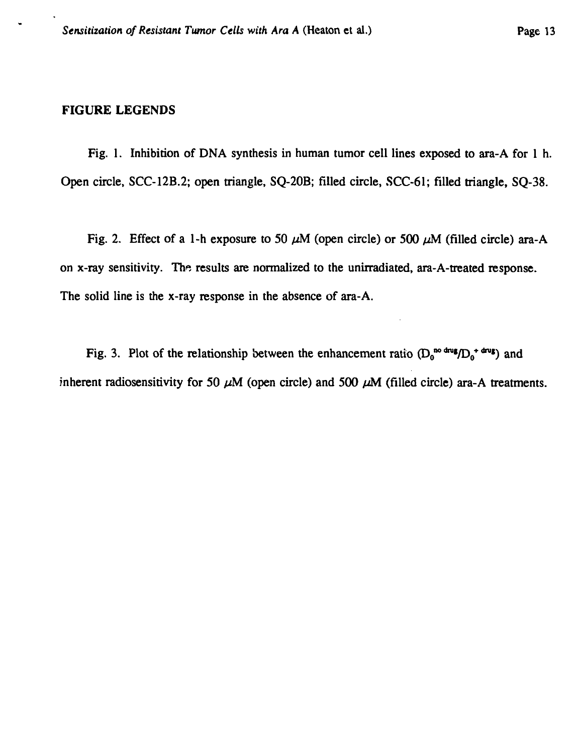## FIGURE LEGENDS

Fig. 1. Inhibition of DNA synthesis in human tumor cell lines exposed to ara-A for 1 h. Open circle, SCC-12B.2; open triangle, SQ-20B; filled circle, SCC-61; filled triangle, SQ-38.

Fig. 2. Effect of a 1-h exposure to 50 $\mu$M (open circle) or 500 $\mu$M (filled circle) ara-A on x-ray sensitivity. The results are normalized to the unirradiated, ara-A-treated response. The solid line is the x-ray response in the absence of ara-A.

Fig. 3. Plot of the relationship between the enhancement ratio ($D_0^{no\ drug}/D_0^{+\ drug}$) and inherent radiosensitivity for 50 $\mu$M (open circle) and 500 $\mu$M (filled circle) ara-A treatments.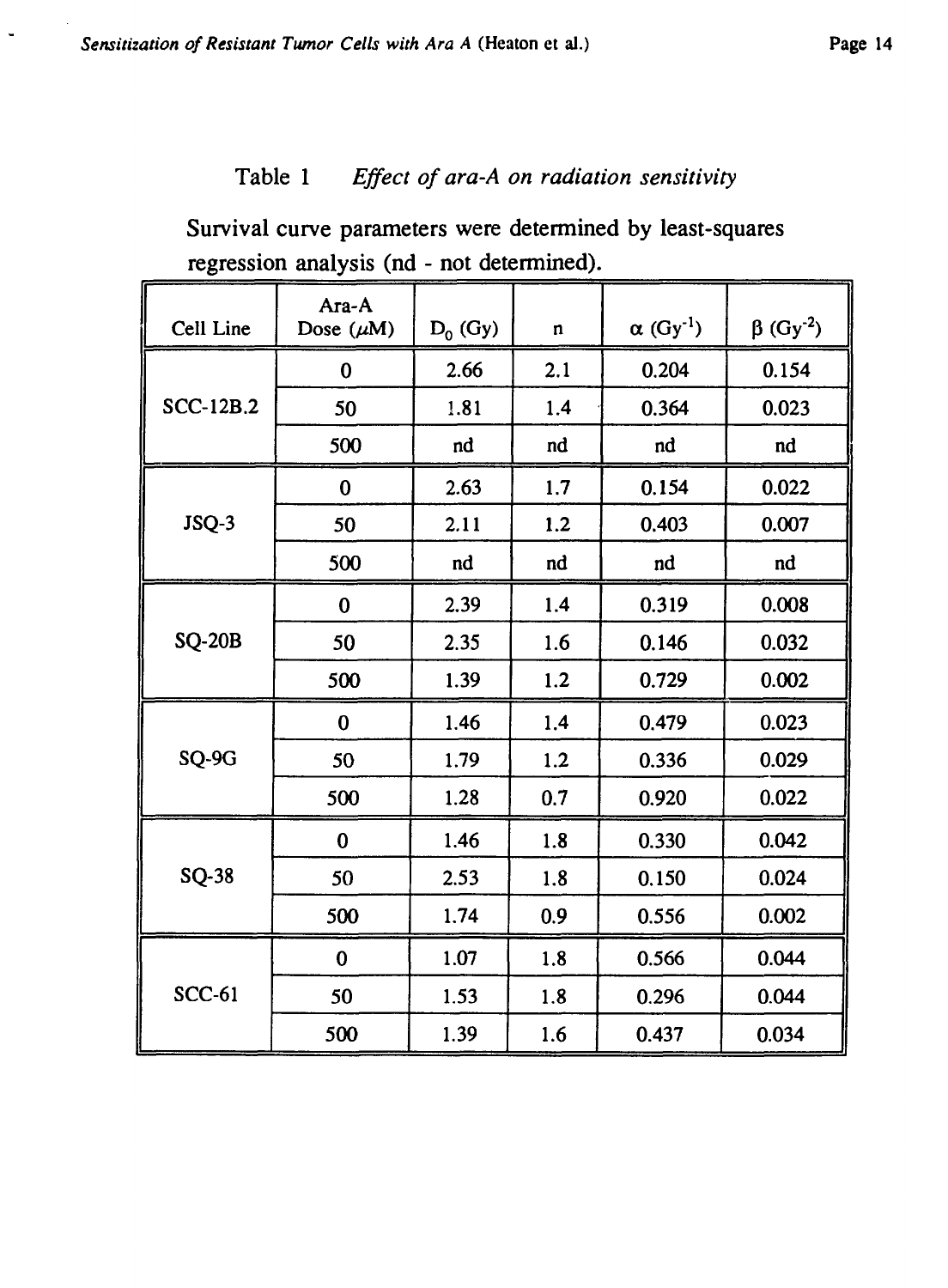Table 1 *Effect of ara-A on radiation sensitivity*

Survival curve parameters were determined by least-squares regression analysis (nd - not determined).

| Cell Line | Ara-A Dose ($\mu$M) | $D_0$ (Gy) | n | $\alpha$ ($Gy^{-1}$) | $\beta$ ($Gy^{-2}$) |
|---|---|---|---|---|---|
| SCC-12B.2 | 0 | 2.66 | 2.1 | 0.204 | 0.154 |
| | 50 | 1.81 | 1.4 | 0.364 | 0.023 |
| | 500 | nd | nd | nd | nd |
| JSQ-3 | 0 | 2.63 | 1.7 | 0.154 | 0.022 |
| | 50 | 2.11 | 1.2 | 0.403 | 0.007 |
| | 500 | nd | nd | nd | nd |
| SQ-20B | 0 | 2.39 | 1.4 | 0.319 | 0.008 |
| | 50 | 2.35 | 1.6 | 0.146 | 0.032 |
| | 500 | 1.39 | 1.2 | 0.729 | 0.002 |
| SQ-9G | 0 | 1.46 | 1.4 | 0.479 | 0.023 |
| | 50 | 1.79 | 1.2 | 0.336 | 0.029 |
| | 500 | 1.28 | 0.7 | 0.920 | 0.022 |
| SQ-38 | 0 | 1.46 | 1.8 | 0.330 | 0.042 |
| | 50 | 2.53 | 1.8 | 0.150 | 0.024 |
| | 500 | 1.74 | 0.9 | 0.556 | 0.002 |
| SCC-61 | 0 | 1.07 | 1.8 | 0.566 | 0.044 |
| | 50 | 1.53 | 1.8 | 0.296 | 0.044 |
| | 500 | 1.39 | 1.6 | 0.437 | 0.034 |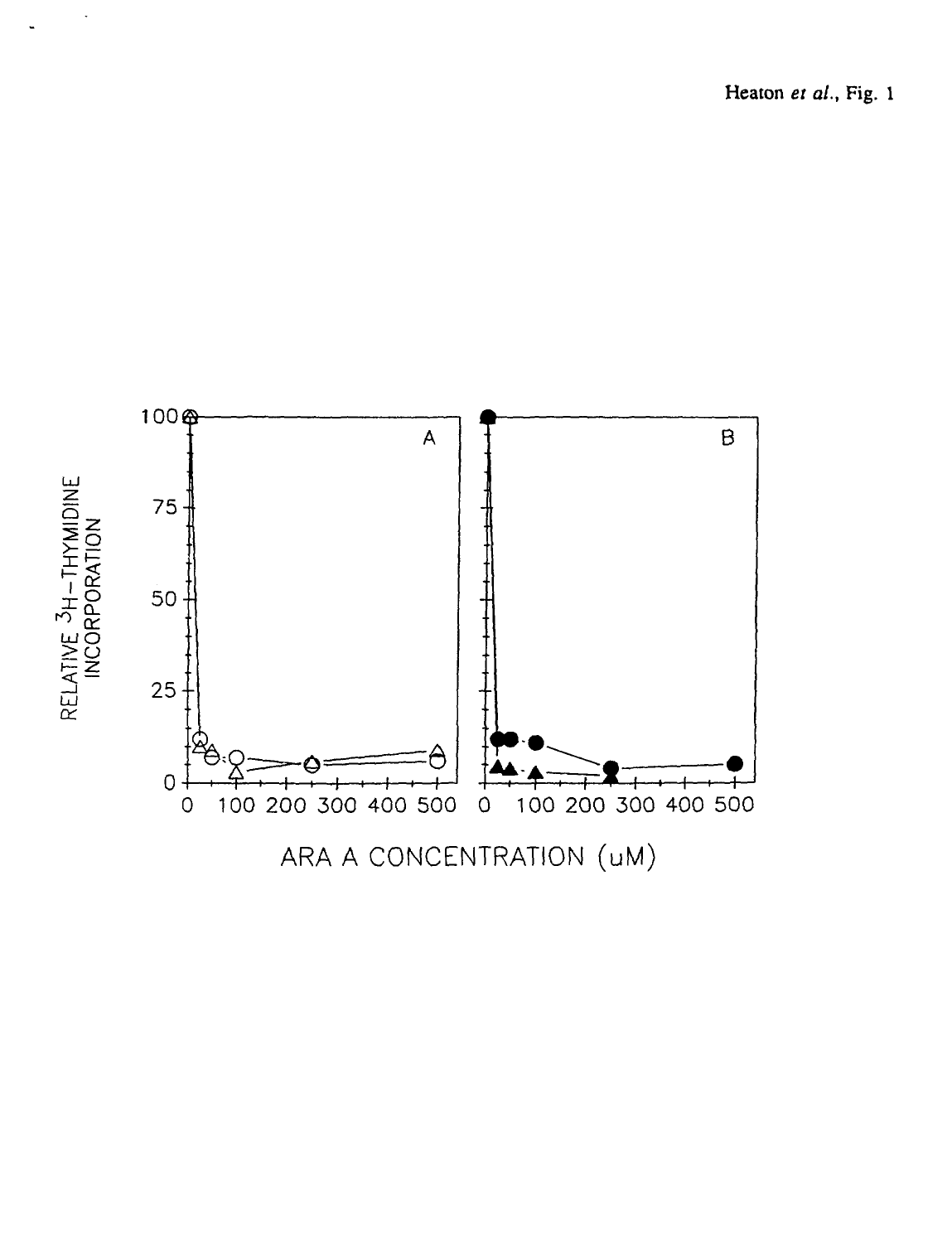Heaton *et al.*, Fig. 1

A

B

RELATIVE $^3$H-THYMIDINE INCORPORATION

ARA A CONCENTRATION (uM)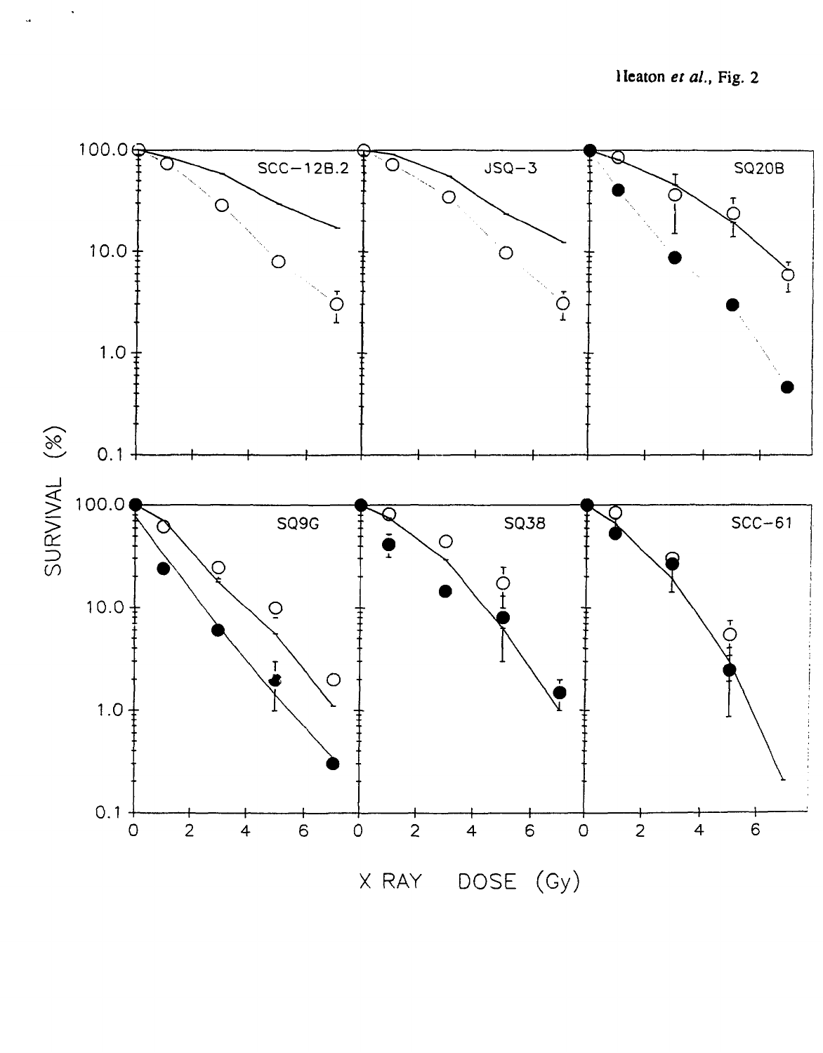Heaton *et al.*, Fig. 2

SCC-12B.2

JSQ-3

SQ20B

SQ9G

SQ38

SCC-61

SURVIVAL (%)

X RAY DOSE (Gy)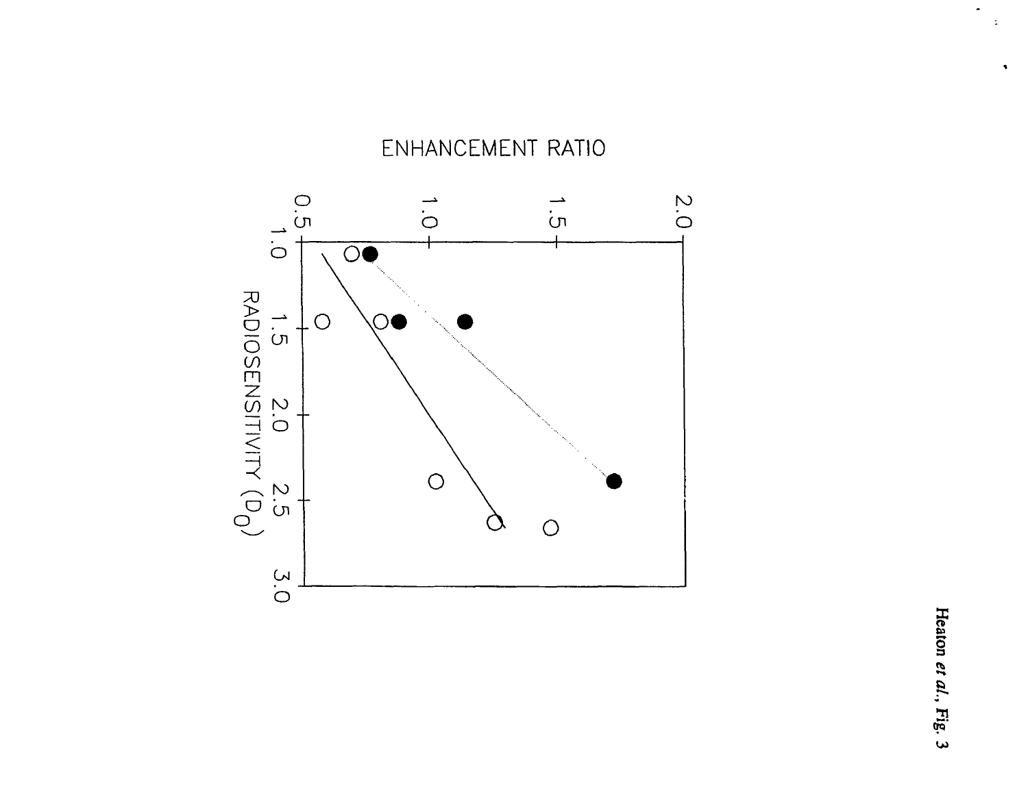ENHANCEMENT RATIO

0.5
1.0
1.5
2.0

1.0
1.5
2.0
2.5
3.0

RADIOSENSITIVITY ($D_0$)

*Heaton et al., Fig. 3*